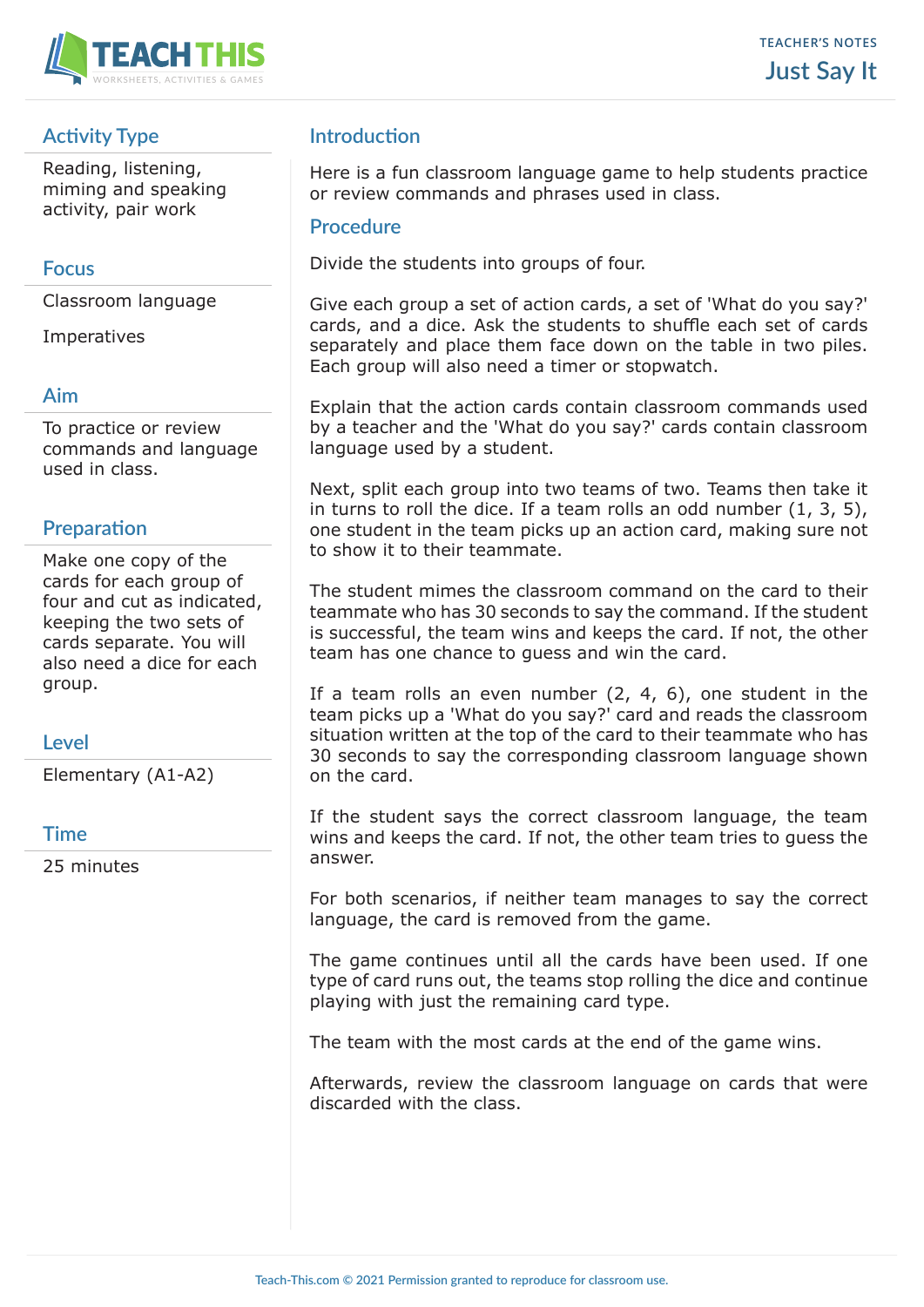TEACHER'S NOTES

# Just Say It

## Activity Type

Reading, listening, miming and speaking activity, pair work

## Focus

Classroom language

Imperatives

## Aim

To practice or review commands and language used in class.

## Preparation

Make one copy of the cards for each group of four and cut as indicated, keeping the two sets of cards separate. You will also need a dice for each group.

## Level

Elementary (A1-A2)

## Time

25 minutes

## Introduction

Here is a fun classroom language game to help students practice or review commands and phrases used in class.

## Procedure

Divide the students into groups of four.

Give each group a set of action cards, a set of 'What do you say?' cards, and a dice. Ask the students to shuffle each set of cards separately and place them face down on the table in two piles. Each group will also need a timer or stopwatch.

Explain that the action cards contain classroom commands used by a teacher and the 'What do you say?' cards contain classroom language used by a student.

Next, split each group into two teams of two. Teams then take it in turns to roll the dice. If a team rolls an odd number (1, 3, 5), one student in the team picks up an action card, making sure not to show it to their teammate.

The student mimes the classroom command on the card to their teammate who has 30 seconds to say the command. If the student is successful, the team wins and keeps the card. If not, the other team has one chance to guess and win the card.

If a team rolls an even number (2, 4, 6), one student in the team picks up a 'What do you say?' card and reads the classroom situation written at the top of the card to their teammate who has 30 seconds to say the corresponding classroom language shown on the card.

If the student says the correct classroom language, the team wins and keeps the card. If not, the other team tries to guess the answer.

For both scenarios, if neither team manages to say the correct language, the card is removed from the game.

The game continues until all the cards have been used. If one type of card runs out, the teams stop rolling the dice and continue playing with just the remaining card type.

The team with the most cards at the end of the game wins.

Afterwards, review the classroom language on cards that were discarded with the class.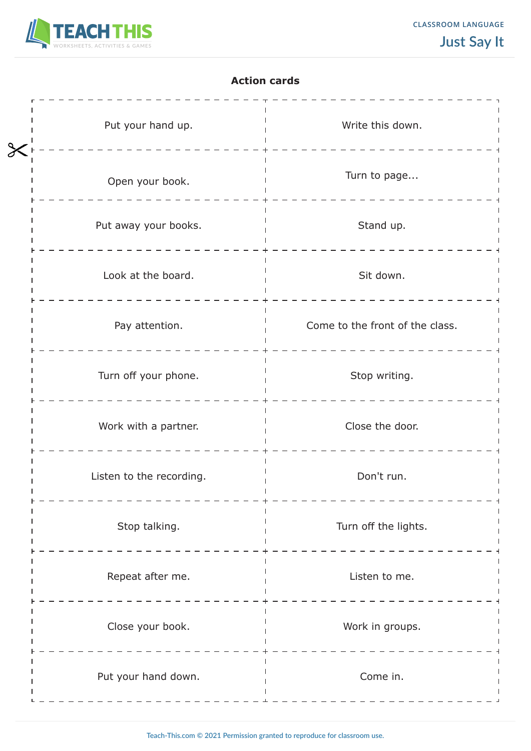## Action cards

| | |
|---|---|
| Put your hand up. | Write this down. |
| Open your book. | Turn to page... |
| Put away your books. | Stand up. |
| Look at the board. | Sit down. |
| Pay attention. | Come to the front of the class. |
| Turn off your phone. | Stop writing. |
| Work with a partner. | Close the door. |
| Listen to the recording. | Don't run. |
| Stop talking. | Turn off the lights. |
| Repeat after me. | Listen to me. |
| Close your book. | Work in groups. |
| Put your hand down. | Come in. |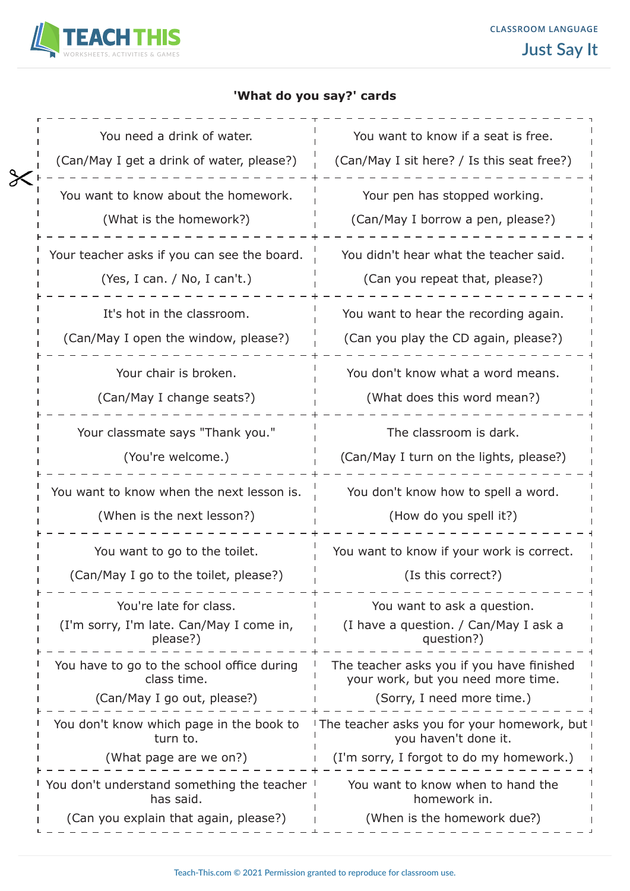CLASSROOM LANGUAGE

# Just Say It

## 'What do you say?' cards

| | |
|---|---|
| You need a drink of water.<br><br>(Can/May I get a drink of water, please?) | You want to know if a seat is free.<br><br>(Can/May I sit here? / Is this seat free?) |
| You want to know about the homework.<br><br>(What is the homework?) | Your pen has stopped working.<br><br>(Can/May I borrow a pen, please?) |
| Your teacher asks if you can see the board.<br><br>(Yes, I can. / No, I can't.) | You didn't hear what the teacher said.<br><br>(Can you repeat that, please?) |
| It's hot in the classroom.<br><br>(Can/May I open the window, please?) | You want to hear the recording again.<br><br>(Can you play the CD again, please?) |
| Your chair is broken.<br><br>(Can/May I change seats?) | You don't know what a word means.<br><br>(What does this word mean?) |
| Your classmate says "Thank you."<br><br>(You're welcome.) | The classroom is dark.<br><br>(Can/May I turn on the lights, please?) |
| You want to know when the next lesson is.<br><br>(When is the next lesson?) | You don't know how to spell a word.<br><br>(How do you spell it?) |
| You want to go to the toilet.<br><br>(Can/May I go to the toilet, please?) | You want to know if your work is correct.<br><br>(Is this correct?) |
| You're late for class.<br><br>(I'm sorry, I'm late. Can/May I come in, please?) | You want to ask a question.<br><br>(I have a question. / Can/May I ask a question?) |
| You have to go to the school office during class time.<br><br>(Can/May I go out, please?) | The teacher asks you if you have finished your work, but you need more time.<br><br>(Sorry, I need more time.) |
| You don't know which page in the book to turn to.<br><br>(What page are we on?) | The teacher asks you for your homework, but you haven't done it.<br><br>(I'm sorry, I forgot to do my homework.) |
| You don't understand something the teacher has said.<br><br>(Can you explain that again, please?) | You want to know when to hand the homework in.<br><br>(When is the homework due?) |

Teach-This.com © 2021 Permission granted to reproduce for classroom use.